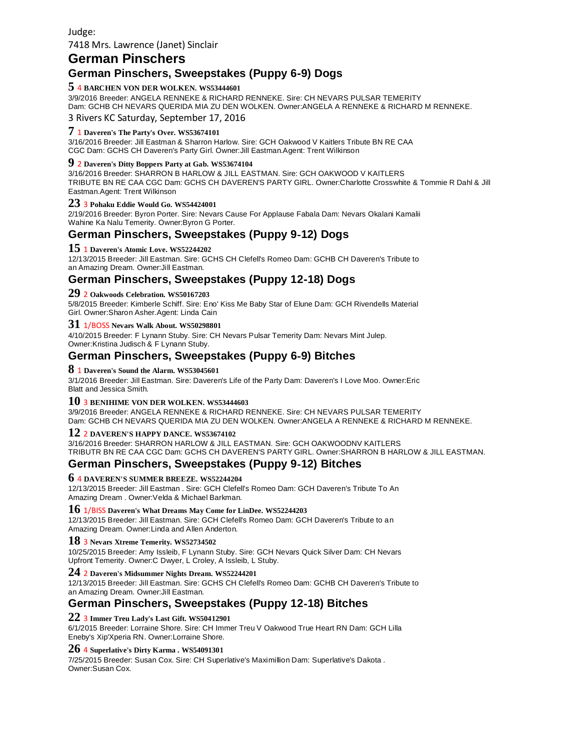Judge:

7418 Mrs. Lawrence (Janet) Sinclair

# German Pinschers

## German Pinschers, Sweepstakes (Puppy 6-9) Dogs

**5** 4 **BARCHEN VON DER WOLKEN. WS53444601**

3/9/2016 Breeder: ANGELA RENNEKE & RICHARD RENNEKE. Sire: CH NEVARS PULSAR TEMERITY Dam: GCHB CH NEVARS QUERIDA MIA ZU DEN WOLKEN. Owner:ANGELA A RENNEKE & RICHARD M RENNEKE.

3 Rivers KC Saturday, September 17, 2016

**7** 1 **Daveren's The Party's Over. WS53674101**

3/16/2016 Breeder: Jill Eastman & Sharron Harlow. Sire: GCH Oakwood V Kaitlers Tribute BN RE CAA CGC Dam: GCHS CH Daveren's Party Girl. Owner:Jill Eastman.Agent: Trent Wilkinson

**9** 2 **Daveren's Ditty Boppers Party at Gab. WS53674104**

3/16/2016 Breeder: SHARRON B HARLOW & JILL EASTMAN. Sire: GCH OAKWOOD V KAITLERS TRIBUTE BN RE CAA CGC Dam: GCHS CH DAVEREN'S PARTY GIRL. Owner:Charlotte Crosswhite & Tommie R Dahl & Jill Eastman.Agent: Trent Wilkinson

**23** 3 **Pohaku Eddie Would Go. WS54424001**

2/19/2016 Breeder: Byron Porter. Sire: Nevars Cause For Applause Fabala Dam: Nevars Okalani Kamalii Wahine Ka Nalu Temerity. Owner:Byron G Porter.

## German Pinschers, Sweepstakes (Puppy 9-12) Dogs

**15** 1 **Daveren's Atomic Love. WS52244202**

12/13/2015 Breeder: Jill Eastman. Sire: GCHS CH Clefell's Romeo Dam: GCHB CH Daveren's Tribute to an Amazing Dream. Owner:Jill Eastman.

## German Pinschers, Sweepstakes (Puppy 12-18) Dogs

**29** 2 **Oakwoods Celebration. WS50167203**

5/8/2015 Breeder: Kimberle Schiff. Sire: Eno' Kiss Me Baby Star of Elune Dam: GCH Rivendells Material Girl. Owner:Sharon Asher.Agent: Linda Cain

**31** 1/BOSS **Nevars Walk About. WS50298801**

4/10/2015 Breeder: F Lynann Stuby. Sire: CH Nevars Pulsar Temerity Dam: Nevars Mint Julep. Owner:Kristina Judisch & F Lynann Stuby.

## German Pinschers, Sweepstakes (Puppy 6-9) Bitches

**8** 1 **Daveren's Sound the Alarm. WS53045601**

3/1/2016 Breeder: Jill Eastman. Sire: Daveren's Life of the Party Dam: Daveren's I Love Moo. Owner:Eric Blatt and Jessica Smith.

**10** 3 **BENIHIME VON DER WOLKEN. WS53444603**

3/9/2016 Breeder: ANGELA RENNEKE & RICHARD RENNEKE. Sire: CH NEVARS PULSAR TEMERITY Dam: GCHB CH NEVARS QUERIDA MIA ZU DEN WOLKEN. Owner:ANGELA A RENNEKE & RICHARD M RENNEKE.

**12** 2 **DAVEREN'S HAPPY DANCE. WS53674102**

3/16/2016 Breeder: SHARRON HARLOW & JILL EASTMAN. Sire: GCH OAKWOODNV KAITLERS TRIBUTR BN RE CAA CGC Dam: GCHS CH DAVEREN'S PARTY GIRL. Owner:SHARRON B HARLOW & JILL EASTMAN.

## German Pinschers, Sweepstakes (Puppy 9-12) Bitches

**6** 4 **DAVEREN'S SUMMER BREEZE. WS52244204**

12/13/2015 Breeder: Jill Eastman . Sire: GCH Clefell's Romeo Dam: GCH Daveren's Tribute To An Amazing Dream . Owner:Velda & Michael Barkman.

**16** 1/BISS **Daveren's What Dreams May Come for LinDee. WS52244203**

12/13/2015 Breeder: Jill Eastman. Sire: GCH Clefell's Romeo Dam: GCH Daveren's Tribute to an Amazing Dream. Owner:Linda and Allen Anderton.

**18** 3 **Nevars Xtreme Temerity. WS52734502**

10/25/2015 Breeder: Amy Issleib, F Lynann Stuby. Sire: GCH Nevars Quick Silver Dam: CH Nevars Upfront Temerity. Owner:C Dwyer, L Croley, A Issleib, L Stuby.

**24** 2 **Daveren's Midsummer Nights Dream. WS52244201**

12/13/2015 Breeder: Jill Eastman. Sire: GCHS CH Clefell's Romeo Dam: GCHB CH Daveren's Tribute to an Amazing Dream. Owner:Jill Eastman.

## German Pinschers, Sweepstakes (Puppy 12-18) Bitches

**22** 3 **Immer Treu Lady's Last Gift. WS50412901**

6/1/2015 Breeder: Lorraine Shore. Sire: CH Immer Treu V Oakwood True Heart RN Dam: GCH Lilla Eneby's Xip'Xperia RN. Owner:Lorraine Shore.

**26** 4 **Superlative's Dirty Karma . WS54091301**

7/25/2015 Breeder: Susan Cox. Sire: CH Superlative's Maximillion Dam: Superlative's Dakota . Owner:Susan Cox.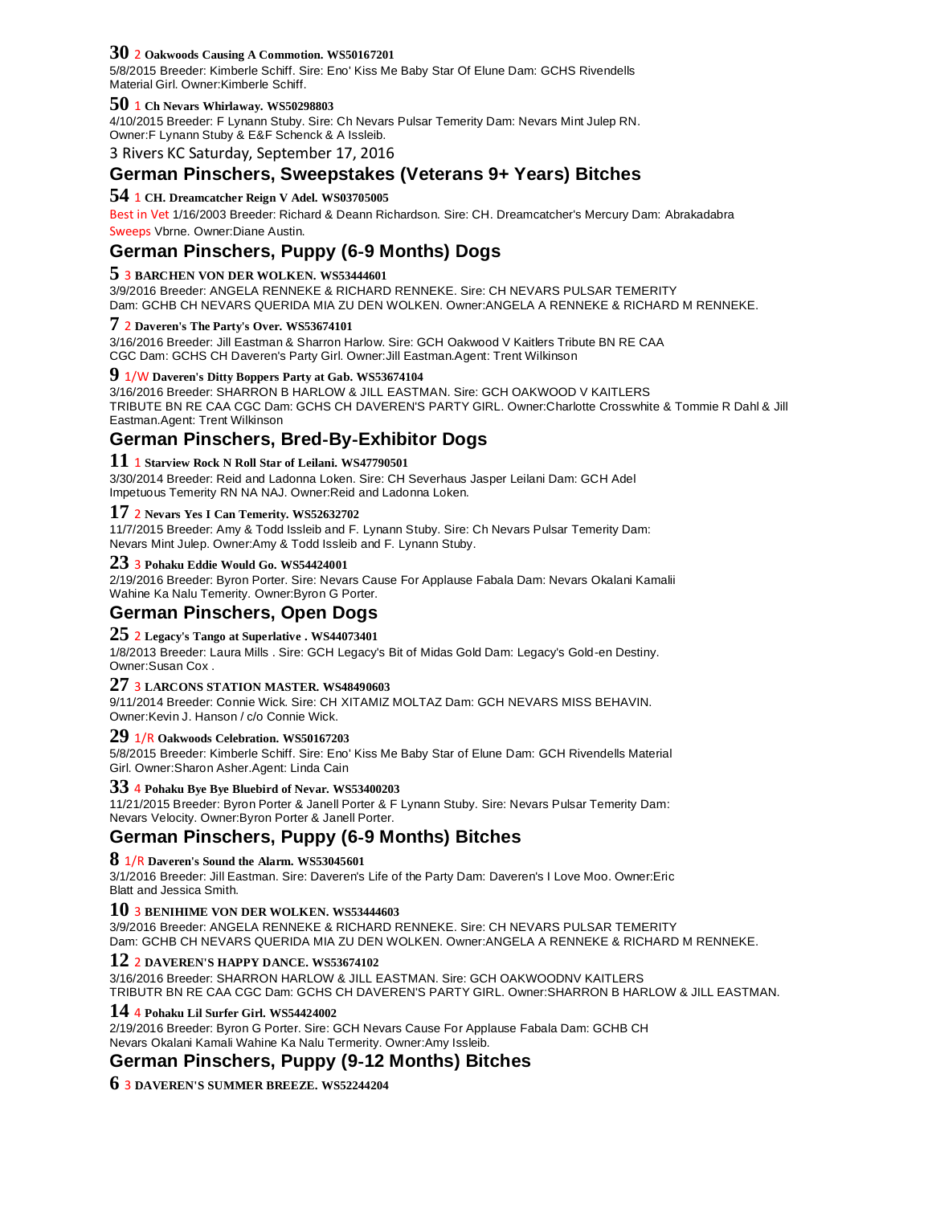**30** 2 **Oakwoods Causing A Commotion. WS50167201**
5/8/2015 Breeder: Kimberle Schiff. Sire: Eno' Kiss Me Baby Star Of Elune Dam: GCHS Rivendells Material Girl. Owner:Kimberle Schiff.

**50** 1 **Ch Nevars Whirlaway. WS50298803**
4/10/2015 Breeder: F Lynann Stuby. Sire: Ch Nevars Pulsar Temerity Dam: Nevars Mint Julep RN. Owner:F Lynann Stuby & E&F Schenck & A Issleib.

3 Rivers KC Saturday, September 17, 2016

## German Pinschers, Sweepstakes (Veterans 9+ Years) Bitches

**54** 1 **CH. Dreamcatcher Reign V Adel. WS03705005**
Best in Vet 1/16/2003 Breeder: Richard & Deann Richardson. Sire: CH. Dreamcatcher's Mercury Dam: Abrakadabra Sweeps Vbrne. Owner:Diane Austin.

## German Pinschers, Puppy (6-9 Months) Dogs

**5** 3 **BARCHEN VON DER WOLKEN. WS53444601**
3/9/2016 Breeder: ANGELA RENNEKE & RICHARD RENNEKE. Sire: CH NEVARS PULSAR TEMERITY Dam: GCHB CH NEVARS QUERIDA MIA ZU DEN WOLKEN. Owner:ANGELA A RENNEKE & RICHARD M RENNEKE.

**7** 2 **Daveren's The Party's Over. WS53674101**
3/16/2016 Breeder: Jill Eastman & Sharron Harlow. Sire: GCH Oakwood V Kaitlers Tribute BN RE CAA CGC Dam: GCHS CH Daveren's Party Girl. Owner:Jill Eastman.Agent: Trent Wilkinson

**9** 1/W **Daveren's Ditty Boppers Party at Gab. WS53674104**
3/16/2016 Breeder: SHARRON B HARLOW & JILL EASTMAN. Sire: GCH OAKWOOD V KAITLERS TRIBUTE BN RE CAA CGC Dam: GCHS CH DAVEREN'S PARTY GIRL. Owner:Charlotte Crosswhite & Tommie R Dahl & Jill Eastman.Agent: Trent Wilkinson

## German Pinschers, Bred-By-Exhibitor Dogs

**11** 1 **Starview Rock N Roll Star of Leilani. WS47790501**
3/30/2014 Breeder: Reid and Ladonna Loken. Sire: CH Severhaus Jasper Leilani Dam: GCH Adel Impetuous Temerity RN NA NAJ. Owner:Reid and Ladonna Loken.

**17** 2 **Nevars Yes I Can Temerity. WS52632702**
11/7/2015 Breeder: Amy & Todd Issleib and F. Lynann Stuby. Sire: Ch Nevars Pulsar Temerity Dam: Nevars Mint Julep. Owner:Amy & Todd Issleib and F. Lynann Stuby.

**23** 3 **Pohaku Eddie Would Go. WS54424001**
2/19/2016 Breeder: Byron Porter. Sire: Nevars Cause For Applause Fabala Dam: Nevars Okalani Kamalii Wahine Ka Nalu Temerity. Owner:Byron G Porter.

## German Pinschers, Open Dogs

**25** 2 **Legacy's Tango at Superlative . WS44073401**
1/8/2013 Breeder: Laura Mills . Sire: GCH Legacy's Bit of Midas Gold Dam: Legacy's Gold-en Destiny. Owner:Susan Cox .

**27** 3 **LARCONS STATION MASTER. WS48490603**
9/11/2014 Breeder: Connie Wick. Sire: CH XITAMIZ MOLTAZ Dam: GCH NEVARS MISS BEHAVIN. Owner:Kevin J. Hanson / c/o Connie Wick.

**29** 1/R **Oakwoods Celebration. WS50167203**
5/8/2015 Breeder: Kimberle Schiff. Sire: Eno' Kiss Me Baby Star of Elune Dam: GCH Rivendells Material Girl. Owner:Sharon Asher.Agent: Linda Cain

**33** 4 **Pohaku Bye Bye Bluebird of Nevar. WS53400203**
11/21/2015 Breeder: Byron Porter & Janell Porter & F Lynann Stuby. Sire: Nevars Pulsar Temerity Dam: Nevars Velocity. Owner:Byron Porter & Janell Porter.

## German Pinschers, Puppy (6-9 Months) Bitches

**8** 1/R **Daveren's Sound the Alarm. WS53045601**
3/1/2016 Breeder: Jill Eastman. Sire: Daveren's Life of the Party Dam: Daveren's I Love Moo. Owner:Eric Blatt and Jessica Smith.

**10** 3 **BENIHIME VON DER WOLKEN. WS53444603**
3/9/2016 Breeder: ANGELA RENNEKE & RICHARD RENNEKE. Sire: CH NEVARS PULSAR TEMERITY Dam: GCHB CH NEVARS QUERIDA MIA ZU DEN WOLKEN. Owner:ANGELA A RENNEKE & RICHARD M RENNEKE.

**12** 2 **DAVEREN'S HAPPY DANCE. WS53674102**
3/16/2016 Breeder: SHARRON HARLOW & JILL EASTMAN. Sire: GCH OAKWOODNV KAITLERS TRIBUTR BN RE CAA CGC Dam: GCHS CH DAVEREN'S PARTY GIRL. Owner:SHARRON B HARLOW & JILL EASTMAN.

**14** 4 **Pohaku Lil Surfer Girl. WS54424002**
2/19/2016 Breeder: Byron G Porter. Sire: GCH Nevars Cause For Applause Fabala Dam: GCHB CH Nevars Okalani Kamali Wahine Ka Nalu Termerity. Owner:Amy Issleib.

## German Pinschers, Puppy (9-12 Months) Bitches

**6** 3 **DAVEREN'S SUMMER BREEZE. WS52244204**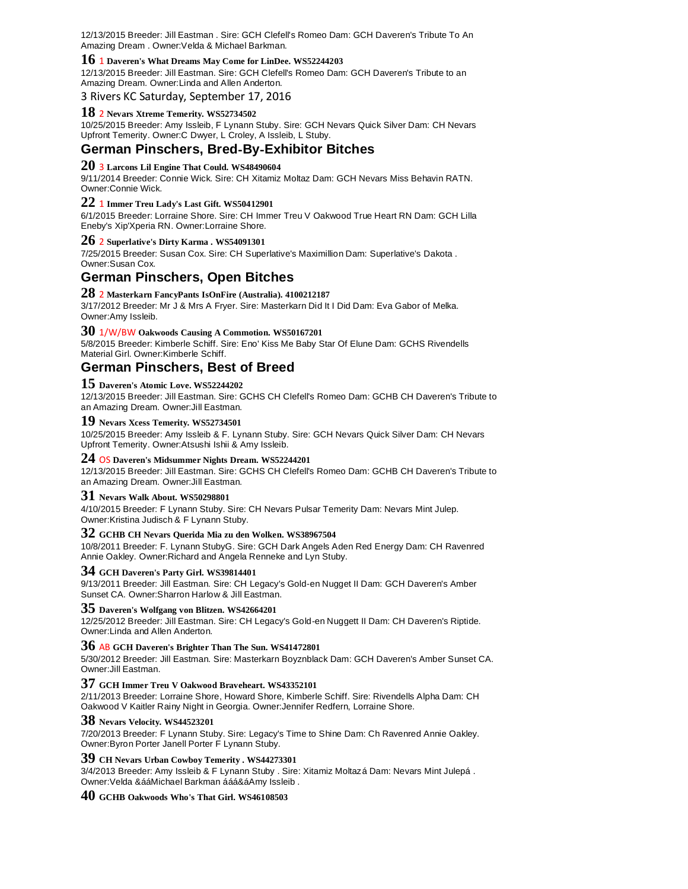12/13/2015 Breeder: Jill Eastman . Sire: GCH Clefell's Romeo Dam: GCH Daveren's Tribute To An Amazing Dream . Owner:Velda & Michael Barkman.

**16** 1 **Daveren's What Dreams May Come for LinDee. WS52244203**

12/13/2015 Breeder: Jill Eastman. Sire: GCH Clefell's Romeo Dam: GCH Daveren's Tribute to an Amazing Dream. Owner:Linda and Allen Anderton.

3 Rivers KC Saturday, September 17, 2016

**18** 2 **Nevars Xtreme Temerity. WS52734502**

10/25/2015 Breeder: Amy Issleib, F Lynann Stuby. Sire: GCH Nevars Quick Silver Dam: CH Nevars Upfront Temerity. Owner:C Dwyer, L Croley, A Issleib, L Stuby.

## German Pinschers, Bred-By-Exhibitor Bitches

**20** 3 **Larcons Lil Engine That Could. WS48490604**

9/11/2014 Breeder: Connie Wick. Sire: CH Xitamiz Moltaz Dam: GCH Nevars Miss Behavin RATN. Owner:Connie Wick.

**22** 1 **Immer Treu Lady's Last Gift. WS50412901**

6/1/2015 Breeder: Lorraine Shore. Sire: CH Immer Treu V Oakwood True Heart RN Dam: GCH Lilla Eneby's Xip'Xperia RN. Owner:Lorraine Shore.

**26** 2 **Superlative's Dirty Karma . WS54091301**

7/25/2015 Breeder: Susan Cox. Sire: CH Superlative's Maximillion Dam: Superlative's Dakota . Owner:Susan Cox.

## German Pinschers, Open Bitches

**28** 2 **Masterkarn FancyPants IsOnFire (Australia). 4100212187**

3/17/2012 Breeder: Mr J & Mrs A Fryer. Sire: Masterkarn Did It I Did Dam: Eva Gabor of Melka. Owner:Amy Issleib.

**30** 1/W/BW **Oakwoods Causing A Commotion. WS50167201**

5/8/2015 Breeder: Kimberle Schiff. Sire: Eno' Kiss Me Baby Star Of Elune Dam: GCHS Rivendells Material Girl. Owner:Kimberle Schiff.

## German Pinschers, Best of Breed

**15** **Daveren's Atomic Love. WS52244202**

12/13/2015 Breeder: Jill Eastman. Sire: GCHS CH Clefell's Romeo Dam: GCHB CH Daveren's Tribute to an Amazing Dream. Owner:Jill Eastman.

**19** **Nevars Xcess Temerity. WS52734501**

10/25/2015 Breeder: Amy Issleib & F. Lynann Stuby. Sire: GCH Nevars Quick Silver Dam: CH Nevars Upfront Temerity. Owner:Atsushi Ishii & Amy Issleib.

**24** OS **Daveren's Midsummer Nights Dream. WS52244201**

12/13/2015 Breeder: Jill Eastman. Sire: GCHS CH Clefell's Romeo Dam: GCHB CH Daveren's Tribute to an Amazing Dream. Owner:Jill Eastman.

**31** **Nevars Walk About. WS50298801**

4/10/2015 Breeder: F Lynann Stuby. Sire: CH Nevars Pulsar Temerity Dam: Nevars Mint Julep. Owner:Kristina Judisch & F Lynann Stuby.

**32** **GCHB CH Nevars Querida Mia zu den Wolken. WS38967504**

10/8/2011 Breeder: F. Lynann StubyG. Sire: GCH Dark Angels Aden Red Energy Dam: CH Ravenred Annie Oakley. Owner:Richard and Angela Renneke and Lyn Stuby.

**34** **GCH Daveren's Party Girl. WS39814401**

9/13/2011 Breeder: Jill Eastman. Sire: CH Legacy's Gold-en Nugget II Dam: GCH Daveren's Amber Sunset CA. Owner:Sharron Harlow & Jill Eastman.

**35** **Daveren's Wolfgang von Blitzen. WS42664201**

12/25/2012 Breeder: Jill Eastman. Sire: CH Legacy's Gold-en Nuggett II Dam: CH Daveren's Riptide. Owner:Linda and Allen Anderton.

**36** AB **GCH Daveren's Brighter Than The Sun. WS41472801**

5/30/2012 Breeder: Jill Eastman. Sire: Masterkarn Boyznblack Dam: GCH Daveren's Amber Sunset CA. Owner:Jill Eastman.

**37** **GCH Immer Treu V Oakwood Braveheart. WS43352101**

2/11/2013 Breeder: Lorraine Shore, Howard Shore, Kimberle Schiff. Sire: Rivendells Alpha Dam: CH Oakwood V Kaitler Rainy Night in Georgia. Owner:Jennifer Redfern, Lorraine Shore.

**38** **Nevars Velocity. WS44523201**

7/20/2013 Breeder: F Lynann Stuby. Sire: Legacy's Time to Shine Dam: Ch Ravenred Annie Oakley. Owner:Byron Porter Janell Porter F Lynann Stuby.

**39** **CH Nevars Urban Cowboy Temerity . WS44273301**

3/4/2013 Breeder: Amy Issleib & F Lynann Stuby . Sire: Xitamiz Moltazá Dam: Nevars Mint Julepá . Owner:Velda &ááMichael Barkman áää&áAmy Issleib .

**40** **GCHB Oakwoods Who's That Girl. WS46108503**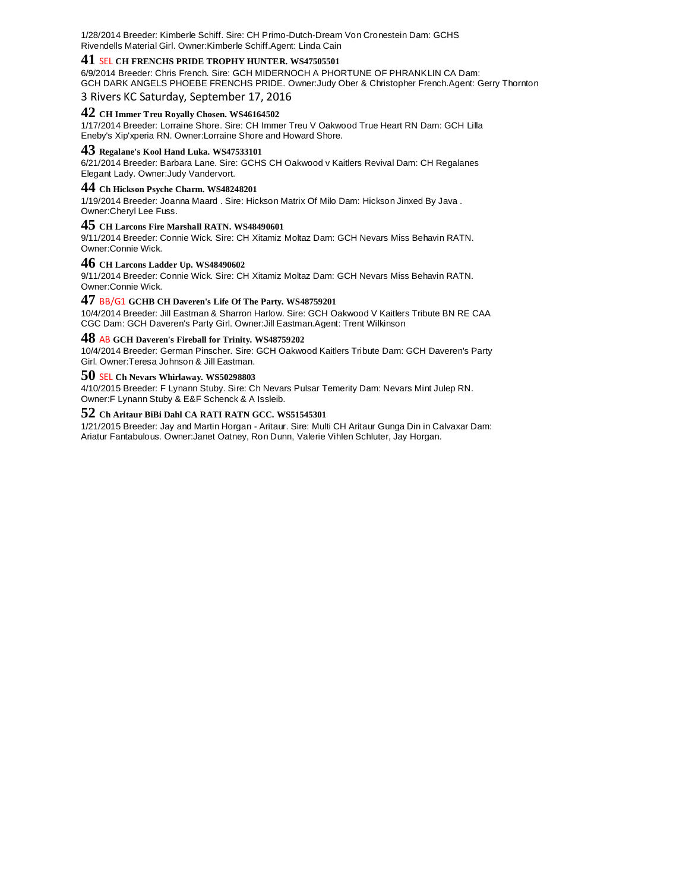1/28/2014 Breeder: Kimberle Schiff. Sire: CH Primo-Dutch-Dream Von Cronestein Dam: GCHS Rivendells Material Girl. Owner:Kimberle Schiff.Agent: Linda Cain

### 41 SEL **CH FRENCHS PRIDE TROPHY HUNTER. WS47505501**

6/9/2014 Breeder: Chris French. Sire: GCH MIDERNOCH A PHORTUNE OF PHRANKLIN CA Dam: GCH DARK ANGELS PHOEBE FRENCHS PRIDE. Owner:Judy Ober & Christopher French.Agent: Gerry Thornton

3 Rivers KC Saturday, September 17, 2016

### 42 **CH Immer Treu Royally Chosen. WS46164502**

1/17/2014 Breeder: Lorraine Shore. Sire: CH Immer Treu V Oakwood True Heart RN Dam: GCH Lilla Eneby's Xip'xperia RN. Owner:Lorraine Shore and Howard Shore.

### 43 **Regalane's Kool Hand Luka. WS47533101**

6/21/2014 Breeder: Barbara Lane. Sire: GCHS CH Oakwood v Kaitlers Revival Dam: CH Regalanes Elegant Lady. Owner:Judy Vandervort.

### 44 **Ch Hickson Psyche Charm. WS48248201**

1/19/2014 Breeder: Joanna Maard . Sire: Hickson Matrix Of Milo Dam: Hickson Jinxed By Java . Owner:Cheryl Lee Fuss.

### 45 **CH Larcons Fire Marshall RATN. WS48490601**

9/11/2014 Breeder: Connie Wick. Sire: CH Xitamiz Moltaz Dam: GCH Nevars Miss Behavin RATN. Owner:Connie Wick.

### 46 **CH Larcons Ladder Up. WS48490602**

9/11/2014 Breeder: Connie Wick. Sire: CH Xitamiz Moltaz Dam: GCH Nevars Miss Behavin RATN. Owner:Connie Wick.

### 47 BB/G1 **GCHB CH Daveren's Life Of The Party. WS48759201**

10/4/2014 Breeder: Jill Eastman & Sharron Harlow. Sire: GCH Oakwood V Kaitlers Tribute BN RE CAA CGC Dam: GCH Daveren's Party Girl. Owner:Jill Eastman.Agent: Trent Wilkinson

### 48 AB **GCH Daveren's Fireball for Trinity. WS48759202**

10/4/2014 Breeder: German Pinscher. Sire: GCH Oakwood Kaitlers Tribute Dam: GCH Daveren's Party Girl. Owner:Teresa Johnson & Jill Eastman.

### 50 SEL **Ch Nevars Whirlaway. WS50298803**

4/10/2015 Breeder: F Lynann Stuby. Sire: Ch Nevars Pulsar Temerity Dam: Nevars Mint Julep RN. Owner:F Lynann Stuby & E&F Schenck & A Issleib.

### 52 **Ch Aritaur BiBi Dahl CA RATI RATN GCC. WS51545301**

1/21/2015 Breeder: Jay and Martin Horgan - Aritaur. Sire: Multi CH Aritaur Gunga Din in Calvaxar Dam: Ariatur Fantabulous. Owner:Janet Oatney, Ron Dunn, Valerie Vihlen Schluter, Jay Horgan.